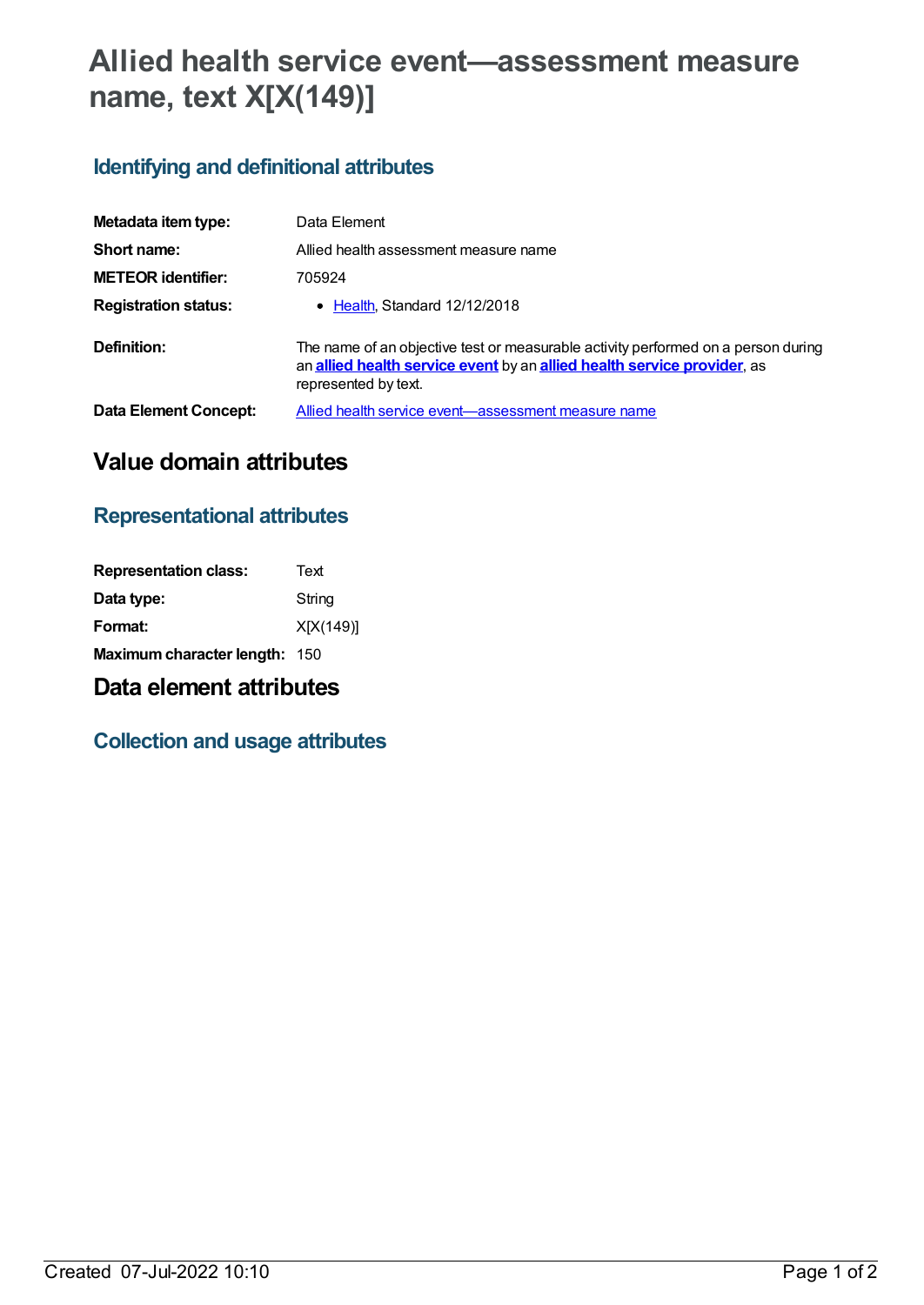# Allied health service event—assessment measure name, text X[X(149)]

## Identifying and definitional attributes

| | |
|---|---|
| **Metadata item type:** | Data Element |
| **Short name:** | Allied health assessment measure name |
| **METEOR identifier:** | 705924 |
| **Registration status:** | • Health, Standard 12/12/2018 |
| **Definition:** | The name of an objective test or measurable activity performed on a person during an **allied health service event** by an **allied health service provider**, as represented by text. |
| **Data Element Concept:** | Allied health service event—assessment measure name |

# Value domain attributes

## Representational attributes

| | |
|---|---|
| **Representation class:** | Text |
| **Data type:** | String |
| **Format:** | X[X(149)] |
| **Maximum character length:** | 150 |

# Data element attributes

## Collection and usage attributes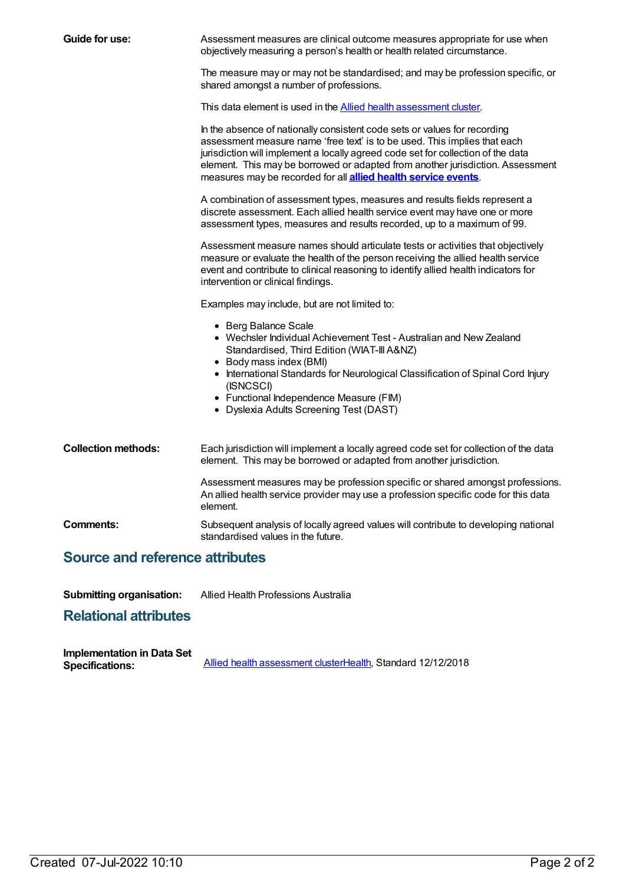**Guide for use:**

Assessment measures are clinical outcome measures appropriate for use when objectively measuring a person's health or health related circumstance.

The measure may or may not be standardised; and may be profession specific, or shared amongst a number of professions.

This data element is used in the Allied health assessment cluster.

In the absence of nationally consistent code sets or values for recording assessment measure name 'free text' is to be used. This implies that each jurisdiction will implement a locally agreed code set for collection of the data element. This may be borrowed or adapted from another jurisdiction. Assessment measures may be recorded for all **allied health service events**.

A combination of assessment types, measures and results fields represent a discrete assessment. Each allied health service event may have one or more assessment types, measures and results recorded, up to a maximum of 99.

Assessment measure names should articulate tests or activities that objectively measure or evaluate the health of the person receiving the allied health service event and contribute to clinical reasoning to identify allied health indicators for intervention or clinical findings.

Examples may include, but are not limited to:

- Berg Balance Scale
- Wechsler Individual Achievement Test - Australian and New Zealand Standardised, Third Edition (WIAT-III A&NZ)
- Body mass index (BMI)
- International Standards for Neurological Classification of Spinal Cord Injury (ISNCSCI)
- Functional Independence Measure (FIM)
- Dyslexia Adults Screening Test (DAST)

**Collection methods:**

Each jurisdiction will implement a locally agreed code set for collection of the data element. This may be borrowed or adapted from another jurisdiction.

Assessment measures may be profession specific or shared amongst professions. An allied health service provider may use a profession specific code for this data element.

**Comments:**

Subsequent analysis of locally agreed values will contribute to developing national standardised values in the future.

## Source and reference attributes

**Submitting organisation:** Allied Health Professions Australia

## Relational attributes

**Implementation in Data Set Specifications:** Allied health assessment clusterHealth, Standard 12/12/2018